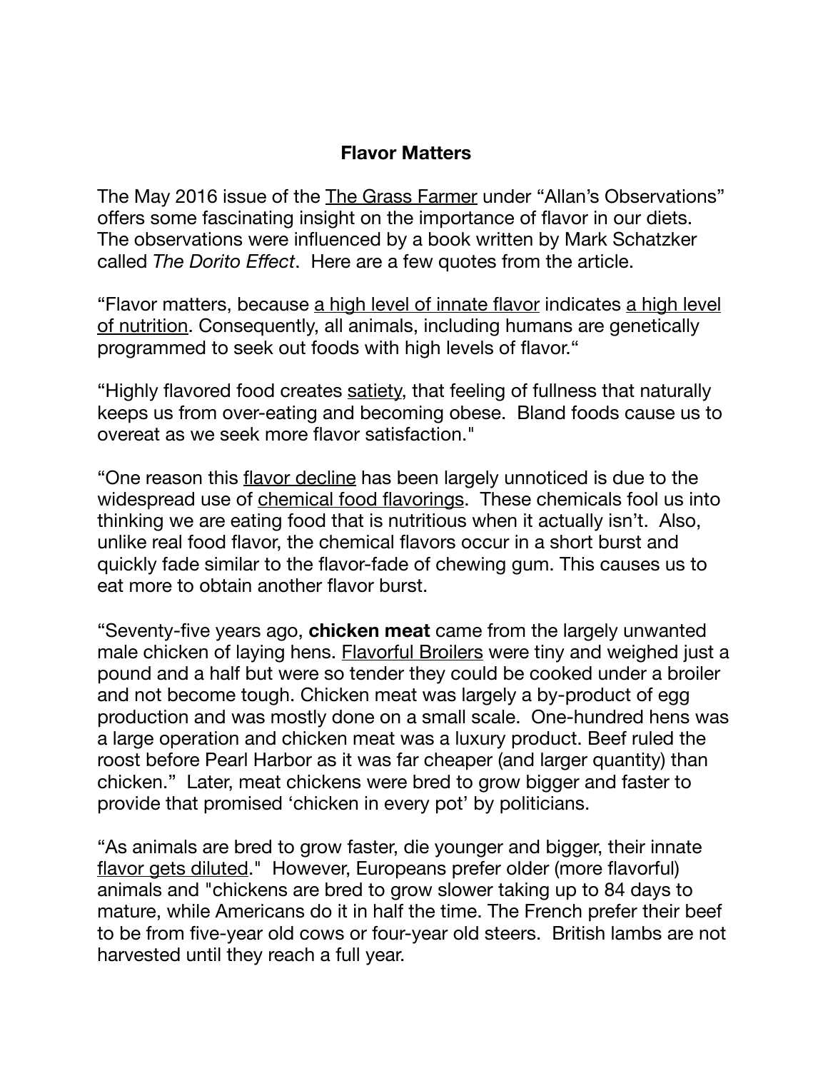# Flavor Matters

The May 2016 issue of the The Grass Farmer under "Allan's Observations" offers some fascinating insight on the importance of flavor in our diets. The observations were influenced by a book written by Mark Schatzker called *The Dorito Effect*. Here are a few quotes from the article.

"Flavor matters, because a high level of innate flavor indicates a high level of nutrition. Consequently, all animals, including humans are genetically programmed to seek out foods with high levels of flavor."

"Highly flavored food creates satiety, that feeling of fullness that naturally keeps us from over-eating and becoming obese. Bland foods cause us to overeat as we seek more flavor satisfaction."

"One reason this flavor decline has been largely unnoticed is due to the widespread use of chemical food flavorings. These chemicals fool us into thinking we are eating food that is nutritious when it actually isn't. Also, unlike real food flavor, the chemical flavors occur in a short burst and quickly fade similar to the flavor-fade of chewing gum. This causes us to eat more to obtain another flavor burst.

"Seventy-five years ago, **chicken meat** came from the largely unwanted male chicken of laying hens. Flavorful Broilers were tiny and weighed just a pound and a half but were so tender they could be cooked under a broiler and not become tough. Chicken meat was largely a by-product of egg production and was mostly done on a small scale. One-hundred hens was a large operation and chicken meat was a luxury product. Beef ruled the roost before Pearl Harbor as it was far cheaper (and larger quantity) than chicken." Later, meat chickens were bred to grow bigger and faster to provide that promised 'chicken in every pot' by politicians.

"As animals are bred to grow faster, die younger and bigger, their innate flavor gets diluted." However, Europeans prefer older (more flavorful) animals and "chickens are bred to grow slower taking up to 84 days to mature, while Americans do it in half the time. The French prefer their beef to be from five-year old cows or four-year old steers. British lambs are not harvested until they reach a full year.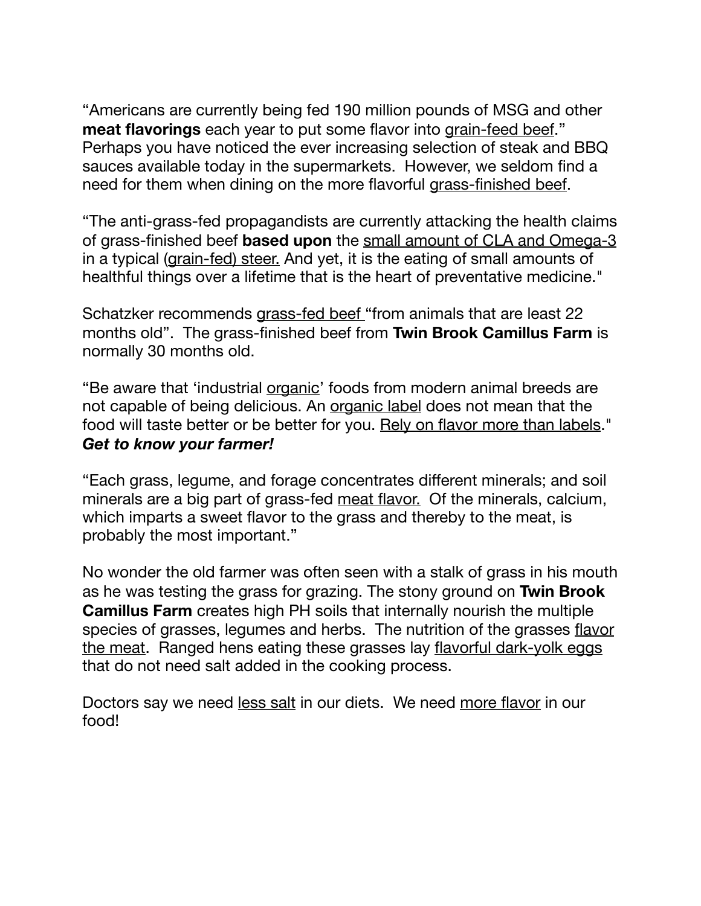“Americans are currently being fed 190 million pounds of MSG and other **meat flavorings** each year to put some flavor into <u>grain-feed beef</u>.” Perhaps you have noticed the ever increasing selection of steak and BBQ sauces available today in the supermarkets. However, we seldom find a need for them when dining on the more flavorful <u>grass-finished beef</u>.

“The anti-grass-fed propagandists are currently attacking the health claims of grass-finished beef **based upon** the <u>small amount of CLA and Omega-3</u> in a typical <u>(grain-fed) steer.</u> And yet, it is the eating of small amounts of healthful things over a lifetime that is the heart of preventative medicine."

Schatzker recommends <u>grass-fed beef</u> “from animals that are least 22 months old”. The grass-finished beef from **Twin Brook Camillus Farm** is normally 30 months old.

“Be aware that ‘industrial <u>organic</u>’ foods from modern animal breeds are not capable of being delicious. An <u>organic label</u> does not mean that the food will taste better or be better for you. <u>Rely on flavor more than labels</u>."
***Get to know your farmer!***

“Each grass, legume, and forage concentrates different minerals; and soil minerals are a big part of grass-fed <u>meat flavor.</u> Of the minerals, calcium, which imparts a sweet flavor to the grass and thereby to the meat, is probably the most important.”

No wonder the old farmer was often seen with a stalk of grass in his mouth as he was testing the grass for grazing. The stony ground on **Twin Brook Camillus Farm** creates high PH soils that internally nourish the multiple species of grasses, legumes and herbs. The nutrition of the grasses <u>flavor the meat</u>. Ranged hens eating these grasses lay <u>flavorful dark-yolk eggs</u> that do not need salt added in the cooking process.

Doctors say we need <u>less salt</u> in our diets. We need <u>more flavor</u> in our food!